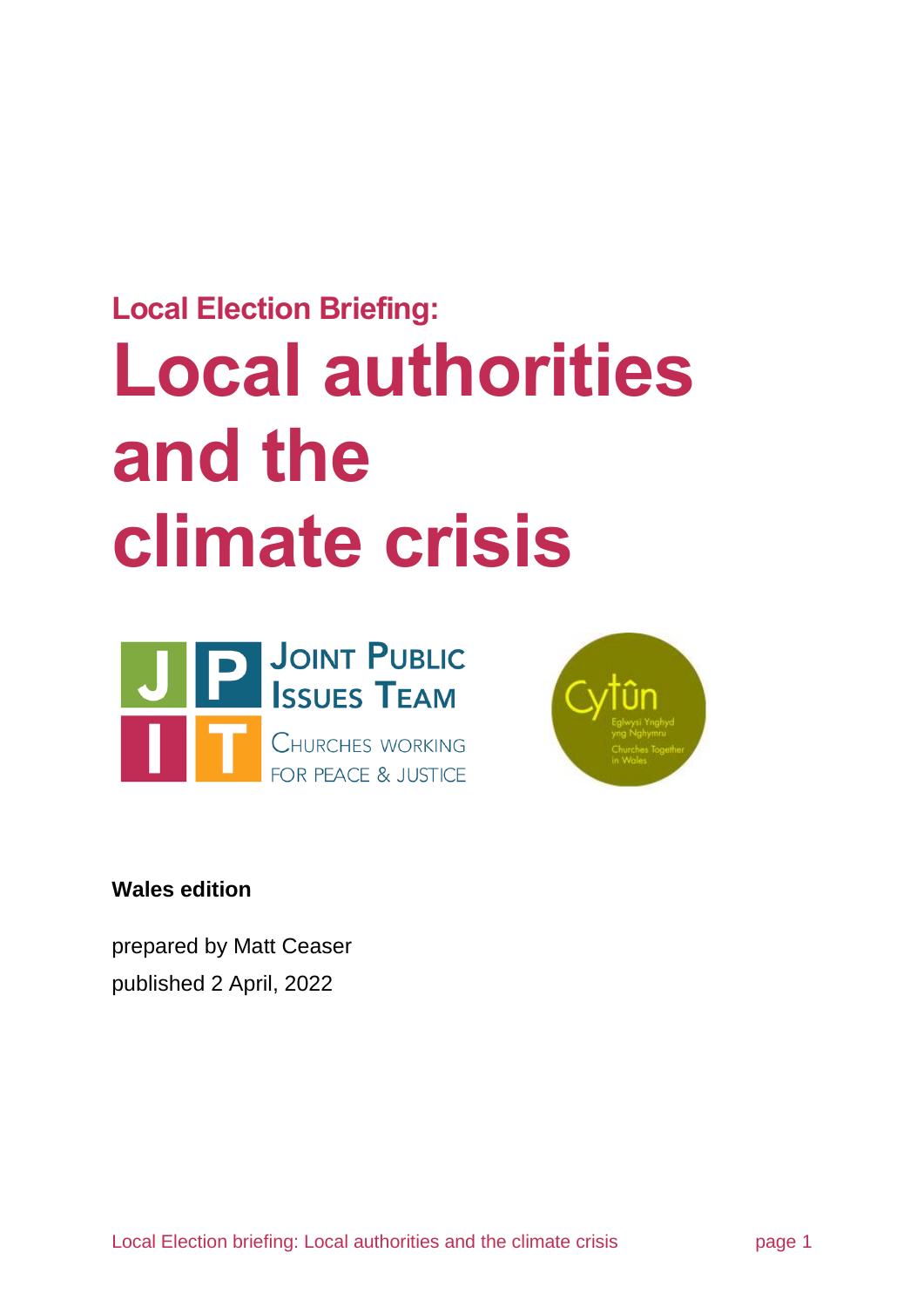## Local Election Briefing:

# Local authorities and the climate crisis

JOINT PUBLIC ISSUES TEAM

CHURCHES WORKING FOR PEACE & JUSTICE

Cytûn

Eglwysi Ynghyd yng Nghymru

Churches Together in Wales

**Wales edition**

prepared by Matt Ceaser

published 2 April, 2022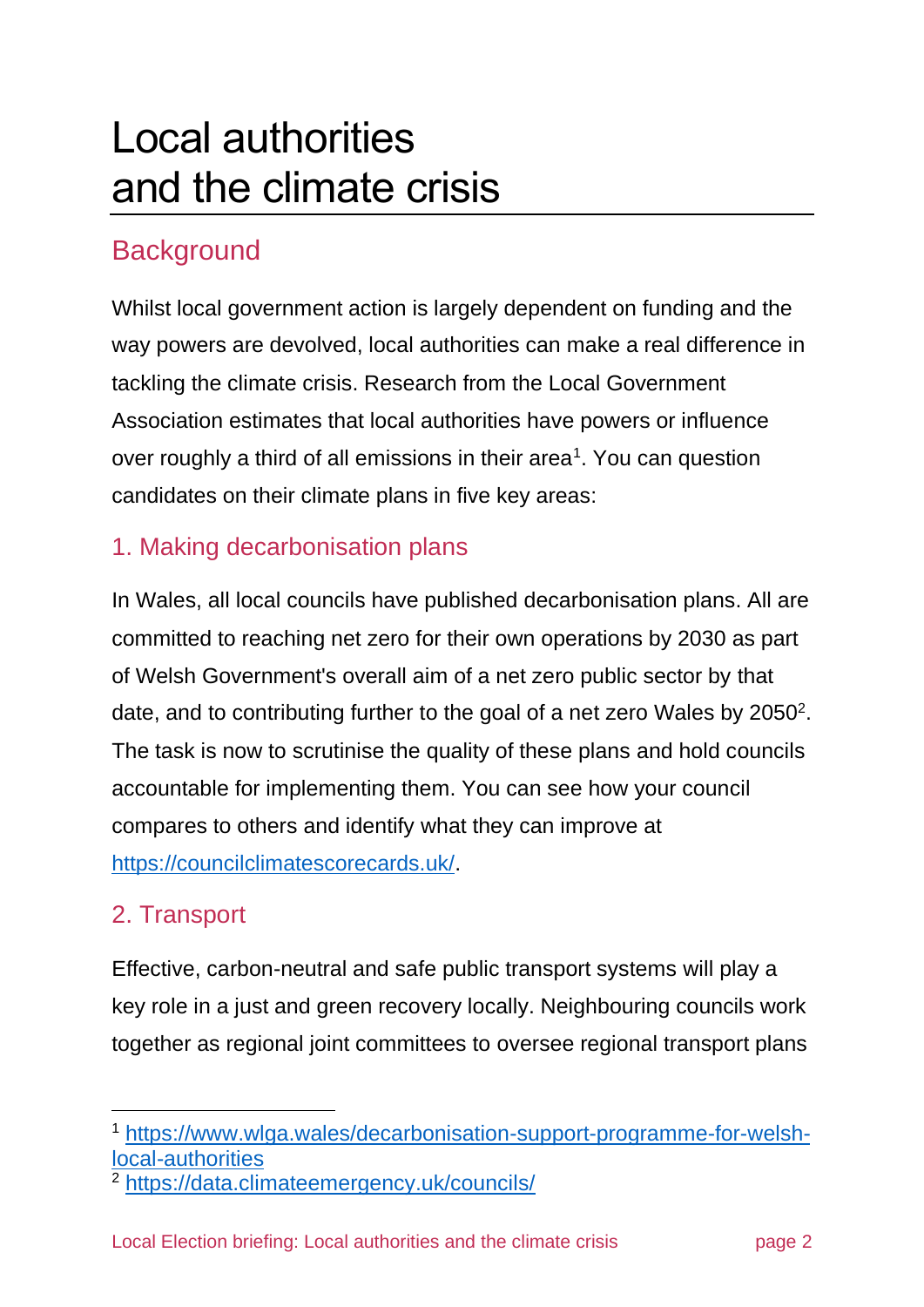# Local authorities and the climate crisis

## Background

Whilst local government action is largely dependent on funding and the way powers are devolved, local authorities can make a real difference in tackling the climate crisis. Research from the Local Government Association estimates that local authorities have powers or influence over roughly a third of all emissions in their area[1]. You can question candidates on their climate plans in five key areas:

### 1. Making decarbonisation plans

In Wales, all local councils have published decarbonisation plans. All are committed to reaching net zero for their own operations by 2030 as part of Welsh Government's overall aim of a net zero public sector by that date, and to contributing further to the goal of a net zero Wales by 2050[2]. The task is now to scrutinise the quality of these plans and hold councils accountable for implementing them. You can see how your council compares to others and identify what they can improve at https://councilclimatescorecards.uk/.

### 2. Transport

Effective, carbon-neutral and safe public transport systems will play a key role in a just and green recovery locally. Neighbouring councils work together as regional joint committees to oversee regional transport plans

---

[1] https://www.wlga.wales/decarbonisation-support-programme-for-welsh-local-authorities

[2] https://data.climateemergency.uk/councils/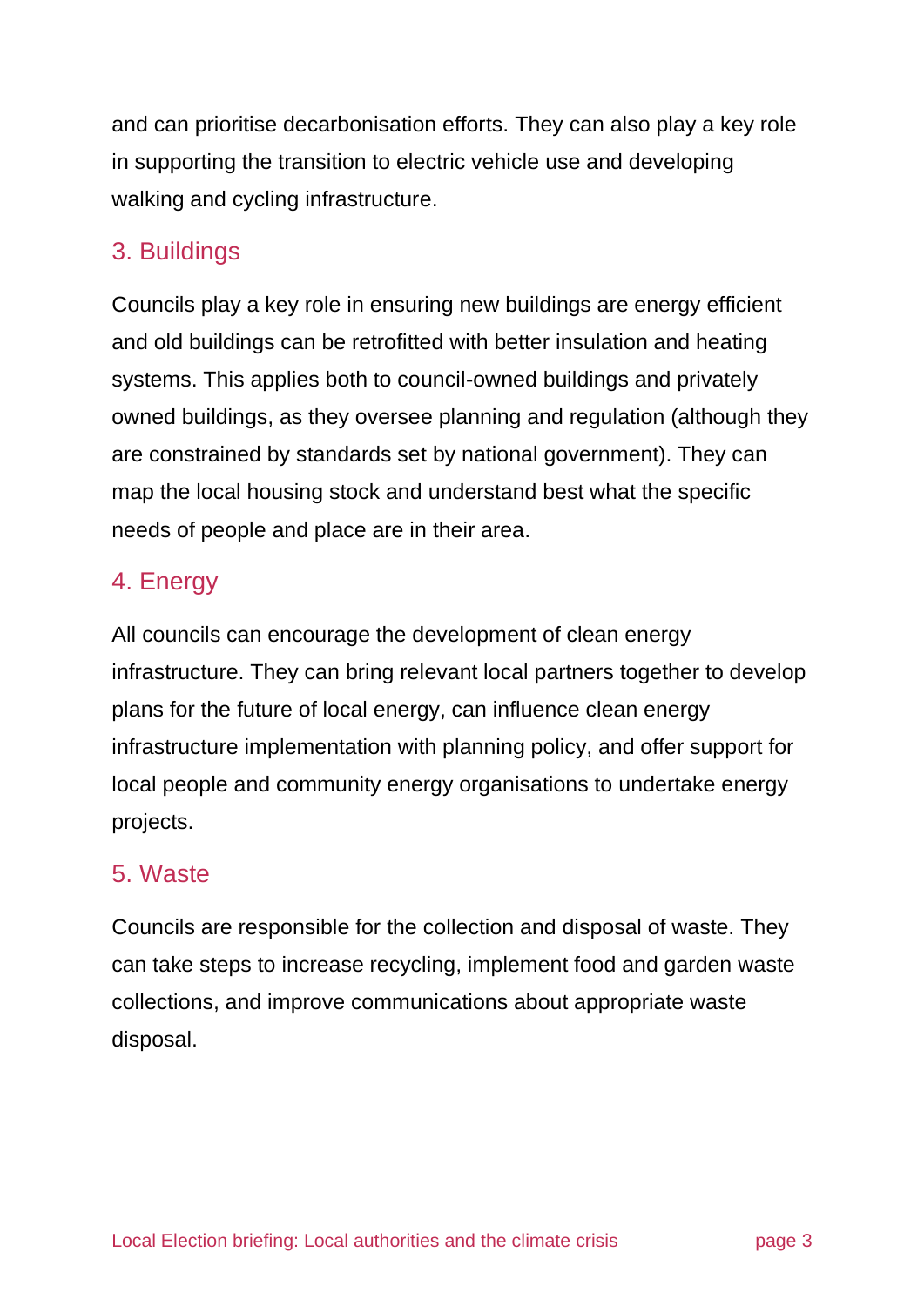and can prioritise decarbonisation efforts. They can also play a key role in supporting the transition to electric vehicle use and developing walking and cycling infrastructure.

## 3. Buildings

Councils play a key role in ensuring new buildings are energy efficient and old buildings can be retrofitted with better insulation and heating systems. This applies both to council-owned buildings and privately owned buildings, as they oversee planning and regulation (although they are constrained by standards set by national government). They can map the local housing stock and understand best what the specific needs of people and place are in their area.

## 4. Energy

All councils can encourage the development of clean energy infrastructure. They can bring relevant local partners together to develop plans for the future of local energy, can influence clean energy infrastructure implementation with planning policy, and offer support for local people and community energy organisations to undertake energy projects.

## 5. Waste

Councils are responsible for the collection and disposal of waste. They can take steps to increase recycling, implement food and garden waste collections, and improve communications about appropriate waste disposal.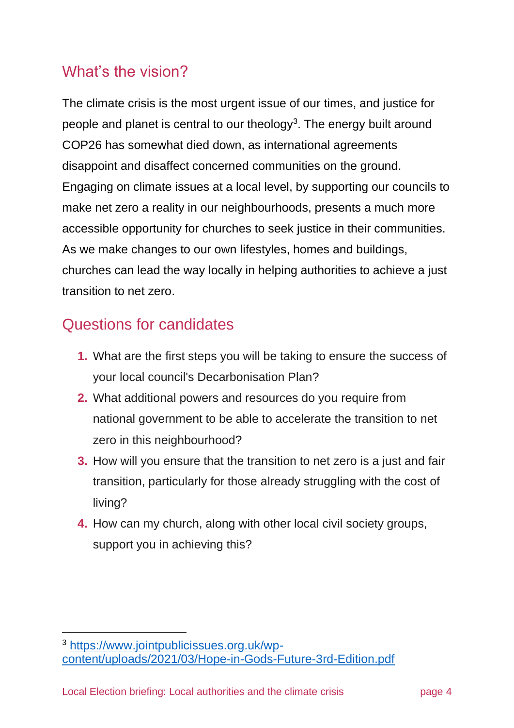## What's the vision?

The climate crisis is the most urgent issue of our times, and justice for people and planet is central to our theology[3]. The energy built around COP26 has somewhat died down, as international agreements disappoint and disaffect concerned communities on the ground. Engaging on climate issues at a local level, by supporting our councils to make net zero a reality in our neighbourhoods, presents a much more accessible opportunity for churches to seek justice in their communities. As we make changes to our own lifestyles, homes and buildings, churches can lead the way locally in helping authorities to achieve a just transition to net zero.

## Questions for candidates

1. What are the first steps you will be taking to ensure the success of your local council's Decarbonisation Plan?
2. What additional powers and resources do you require from national government to be able to accelerate the transition to net zero in this neighbourhood?
3. How will you ensure that the transition to net zero is a just and fair transition, particularly for those already struggling with the cost of living?
4. How can my church, along with other local civil society groups, support you in achieving this?

---

[3] https://www.jointpublicissues.org.uk/wp-content/uploads/2021/03/Hope-in-Gods-Future-3rd-Edition.pdf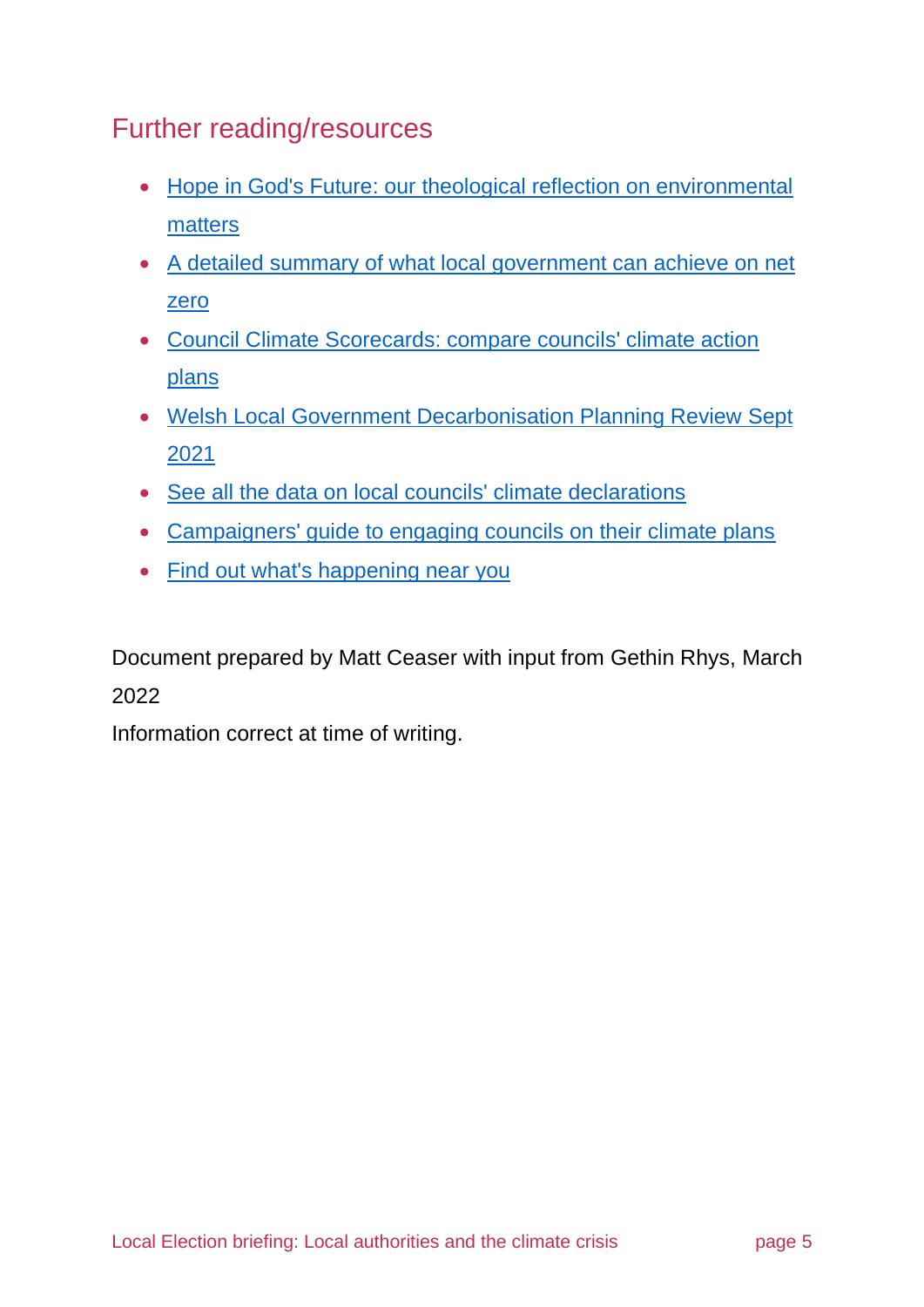## Further reading/resources

- Hope in God's Future: our theological reflection on environmental matters
- A detailed summary of what local government can achieve on net zero
- Council Climate Scorecards: compare councils' climate action plans
- Welsh Local Government Decarbonisation Planning Review Sept 2021
- See all the data on local councils' climate declarations
- Campaigners' guide to engaging councils on their climate plans
- Find out what's happening near you

Document prepared by Matt Ceaser with input from Gethin Rhys, March 2022

Information correct at time of writing.